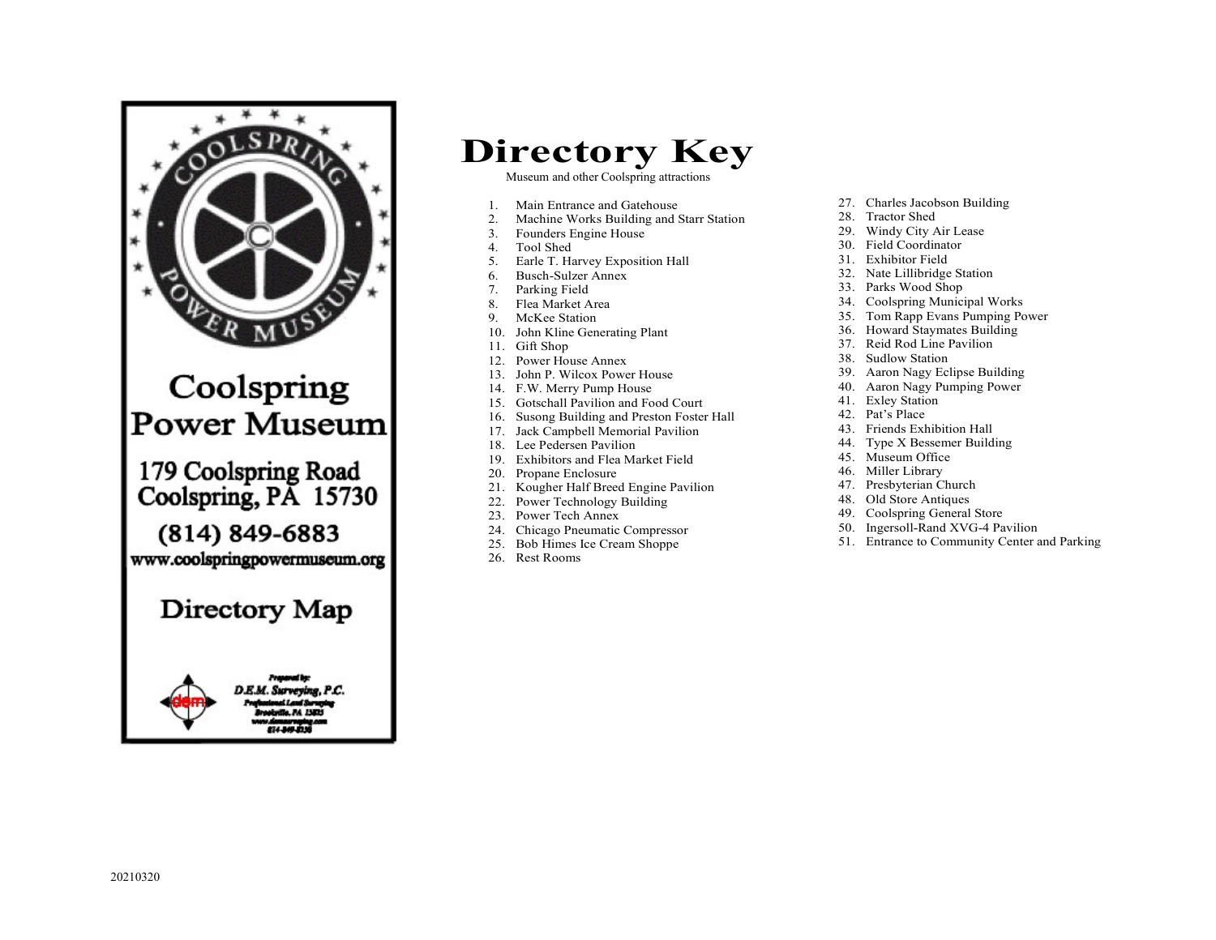COOLSPRING POWER MUSEUM

# Coolspring Power Museum

179 Coolspring Road
Coolspring, PA 15730

(814) 849-6883

www.coolspringpowermuseum.org

## Directory Map

Prepared by:
D.E.M. Surveying, P.C.
Professional Land Surveying
Brookville, PA 15825
www.demsurveying.com
814-849-8136

# Directory Key

Museum and other Coolspring attractions

1. Main Entrance and Gatehouse
2. Machine Works Building and Starr Station
3. Founders Engine House
4. Tool Shed
5. Earle T. Harvey Exposition Hall
6. Busch-Sulzer Annex
7. Parking Field
8. Flea Market Area
9. McKee Station
10. John Kline Generating Plant
11. Gift Shop
12. Power House Annex
13. John P. Wilcox Power House
14. F.W. Merry Pump House
15. Gotschall Pavilion and Food Court
16. Susong Building and Preston Foster Hall
17. Jack Campbell Memorial Pavilion
18. Lee Pedersen Pavilion
19. Exhibitors and Flea Market Field
20. Propane Enclosure
21. Kougher Half Breed Engine Pavilion
22. Power Technology Building
23. Power Tech Annex
24. Chicago Pneumatic Compressor
25. Bob Himes Ice Cream Shoppe
26. Rest Rooms
27. Charles Jacobson Building
28. Tractor Shed
29. Windy City Air Lease
30. Field Coordinator
31. Exhibitor Field
32. Nate Lillibridge Station
33. Parks Wood Shop
34. Coolspring Municipal Works
35. Tom Rapp Evans Pumping Power
36. Howard Staymates Building
37. Reid Rod Line Pavilion
38. Sudlow Station
39. Aaron Nagy Eclipse Building
40. Aaron Nagy Pumping Power
41. Exley Station
42. Pat's Place
43. Friends Exhibition Hall
44. Type X Bessemer Building
45. Museum Office
46. Miller Library
47. Presbyterian Church
48. Old Store Antiques
49. Coolspring General Store
50. Ingersoll-Rand XVG-4 Pavilion
51. Entrance to Community Center and Parking

20210320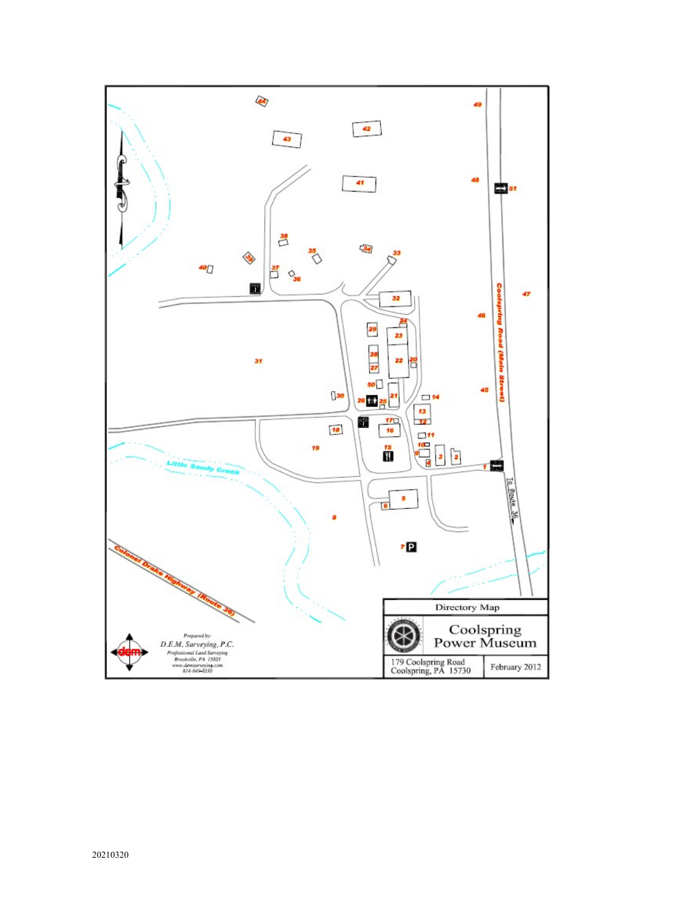Directory Map

Coolspring Power Museum

179 Coolspring Road
Coolspring, PA 15730

February 2012

Prepared by:
D.E.M. Surveying, P.C.
Professional Land Surveying
Brookville, PA 15825
www.demsurveying.com
814-849-8230

Coolspring Road (Main Street)

To Route 36

Little Sandy Creek

Colonel Drake Highway (Route 36)

1 2 3 4 5 6 7 8 9 10 11 12 13 14 15 16 17 18 19 20 21 22 23 24 25 26 27 28 29 30 31 32 33 34 35 36 37 38 39 40 41 42 43 44 45 46 47 48 49 50 51

20210320